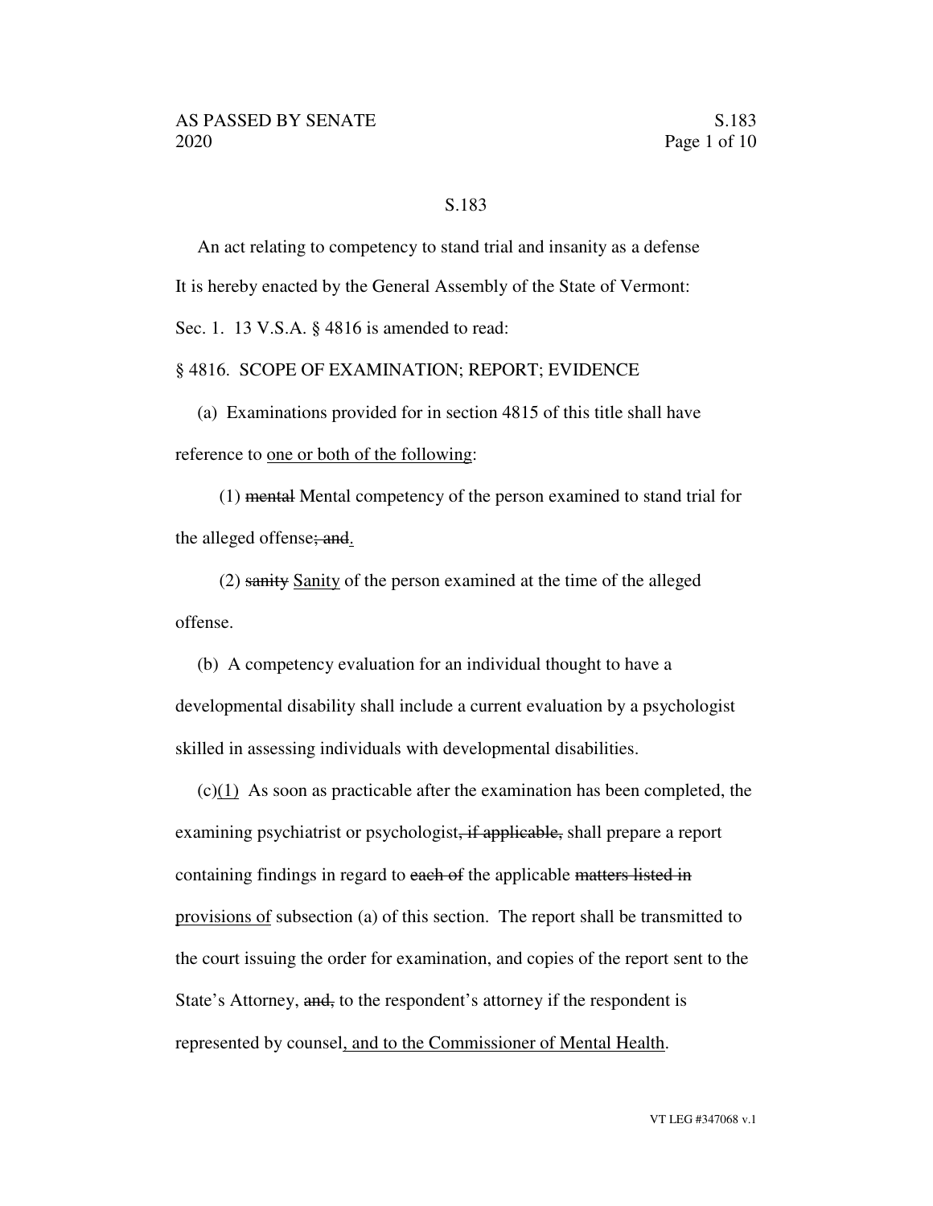S.183

An act relating to competency to stand trial and insanity as a defense

It is hereby enacted by the General Assembly of the State of Vermont:

Sec. 1. 13 V.S.A. § 4816 is amended to read:

§ 4816. SCOPE OF EXAMINATION; REPORT; EVIDENCE

(a) Examinations provided for in section 4815 of this title shall have reference to <u>one or both of the following</u>:

(1) ~~mental~~ Mental competency of the person examined to stand trial for the alleged offense~~; and~~<u>.</u>

(2) ~~sanity~~ <u>Sanity</u> of the person examined at the time of the alleged offense.

(b) A competency evaluation for an individual thought to have a developmental disability shall include a current evaluation by a psychologist skilled in assessing individuals with developmental disabilities.

(c)<u>(1)</u> As soon as practicable after the examination has been completed, the examining psychiatrist or psychologist~~, if applicable,~~ shall prepare a report containing findings in regard to ~~each of~~ the applicable ~~matters listed in~~ <u>provisions of</u> subsection (a) of this section. The report shall be transmitted to the court issuing the order for examination, and copies of the report sent to the State's Attorney, ~~and,~~ to the respondent's attorney if the respondent is represented by counsel<u>, and to the Commissioner of Mental Health</u>.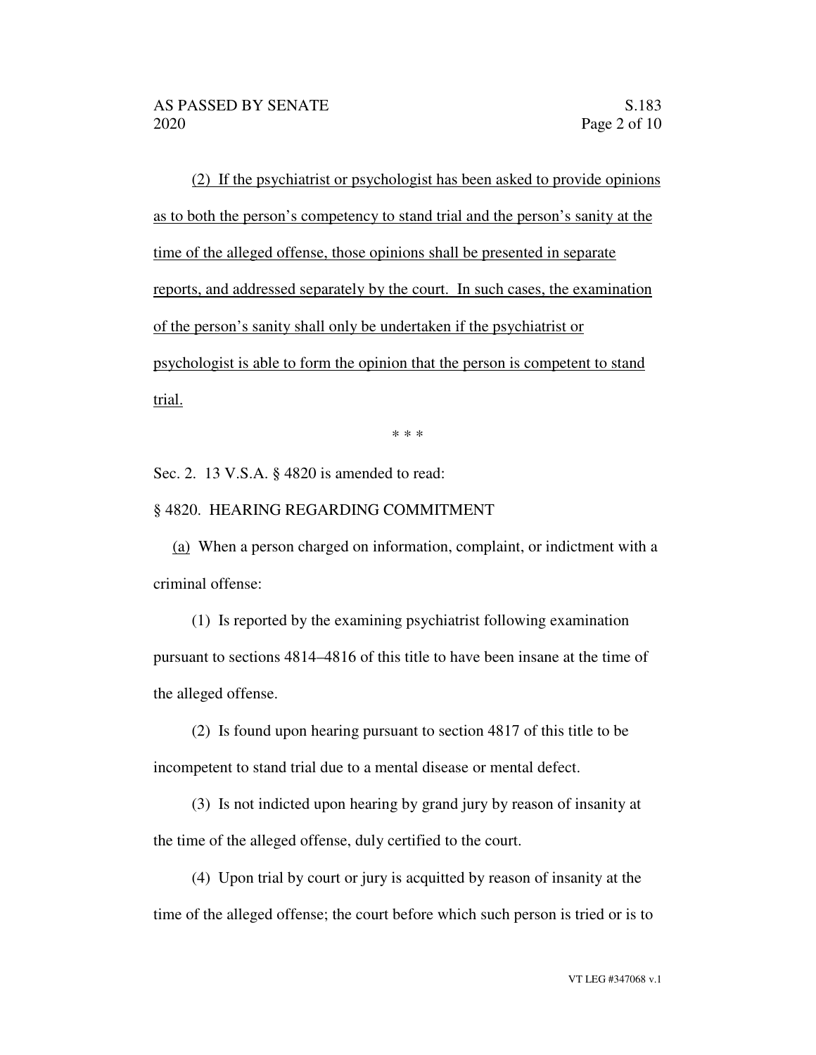(2) If the psychiatrist or psychologist has been asked to provide opinions as to both the person's competency to stand trial and the person's sanity at the time of the alleged offense, those opinions shall be presented in separate reports, and addressed separately by the court. In such cases, the examination of the person's sanity shall only be undertaken if the psychiatrist or psychologist is able to form the opinion that the person is competent to stand trial.

\* \* \*

Sec. 2. 13 V.S.A. § 4820 is amended to read:

§ 4820. HEARING REGARDING COMMITMENT

(a) When a person charged on information, complaint, or indictment with a criminal offense:

(1) Is reported by the examining psychiatrist following examination pursuant to sections 4814–4816 of this title to have been insane at the time of the alleged offense.

(2) Is found upon hearing pursuant to section 4817 of this title to be incompetent to stand trial due to a mental disease or mental defect.

(3) Is not indicted upon hearing by grand jury by reason of insanity at the time of the alleged offense, duly certified to the court.

(4) Upon trial by court or jury is acquitted by reason of insanity at the time of the alleged offense; the court before which such person is tried or is to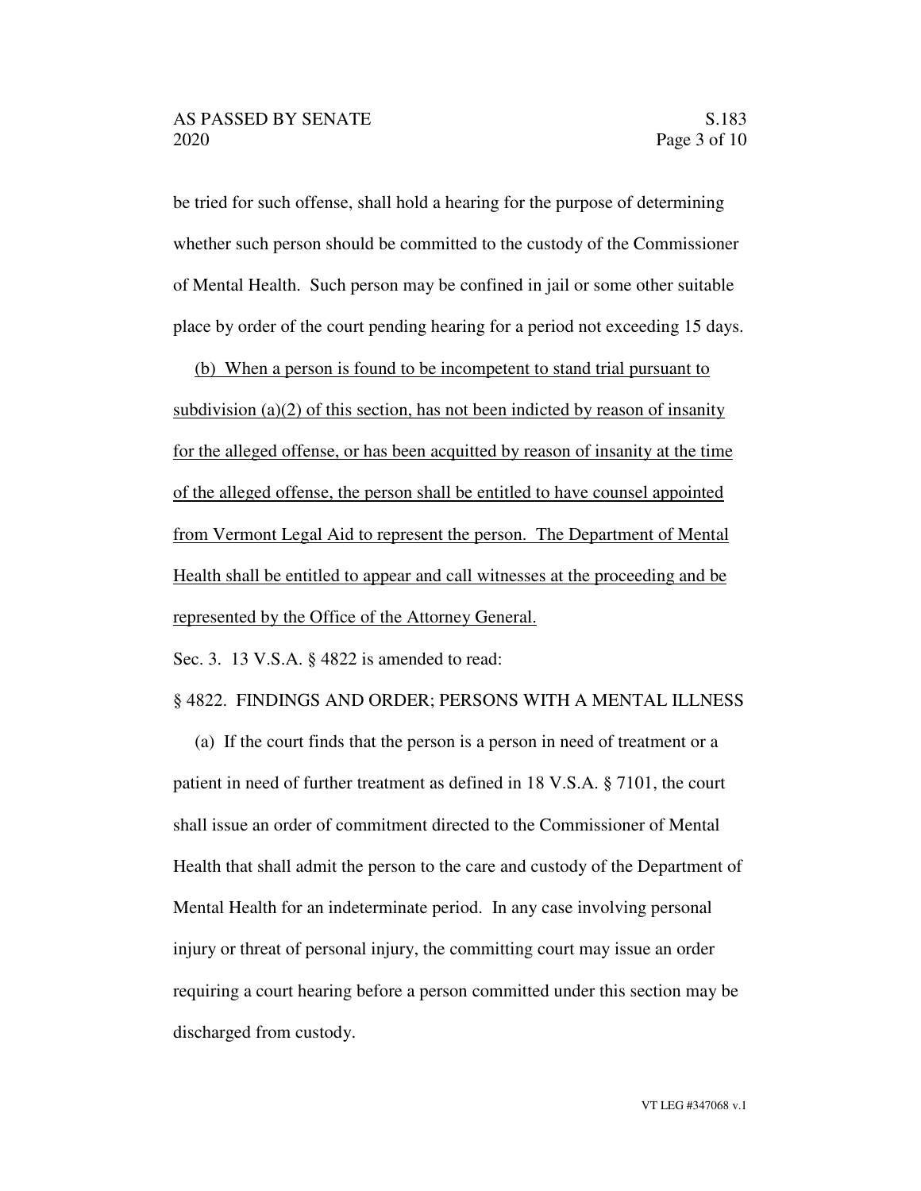be tried for such offense, shall hold a hearing for the purpose of determining whether such person should be committed to the custody of the Commissioner of Mental Health. Such person may be confined in jail or some other suitable place by order of the court pending hearing for a period not exceeding 15 days.

<u>(b) When a person is found to be incompetent to stand trial pursuant to subdivision (a)(2) of this section, has not been indicted by reason of insanity for the alleged offense, or has been acquitted by reason of insanity at the time of the alleged offense, the person shall be entitled to have counsel appointed from Vermont Legal Aid to represent the person. The Department of Mental Health shall be entitled to appear and call witnesses at the proceeding and be represented by the Office of the Attorney General.</u>

Sec. 3. 13 V.S.A. § 4822 is amended to read:

§ 4822. FINDINGS AND ORDER; PERSONS WITH A MENTAL ILLNESS

(a) If the court finds that the person is a person in need of treatment or a patient in need of further treatment as defined in 18 V.S.A. § 7101, the court shall issue an order of commitment directed to the Commissioner of Mental Health that shall admit the person to the care and custody of the Department of Mental Health for an indeterminate period. In any case involving personal injury or threat of personal injury, the committing court may issue an order requiring a court hearing before a person committed under this section may be discharged from custody.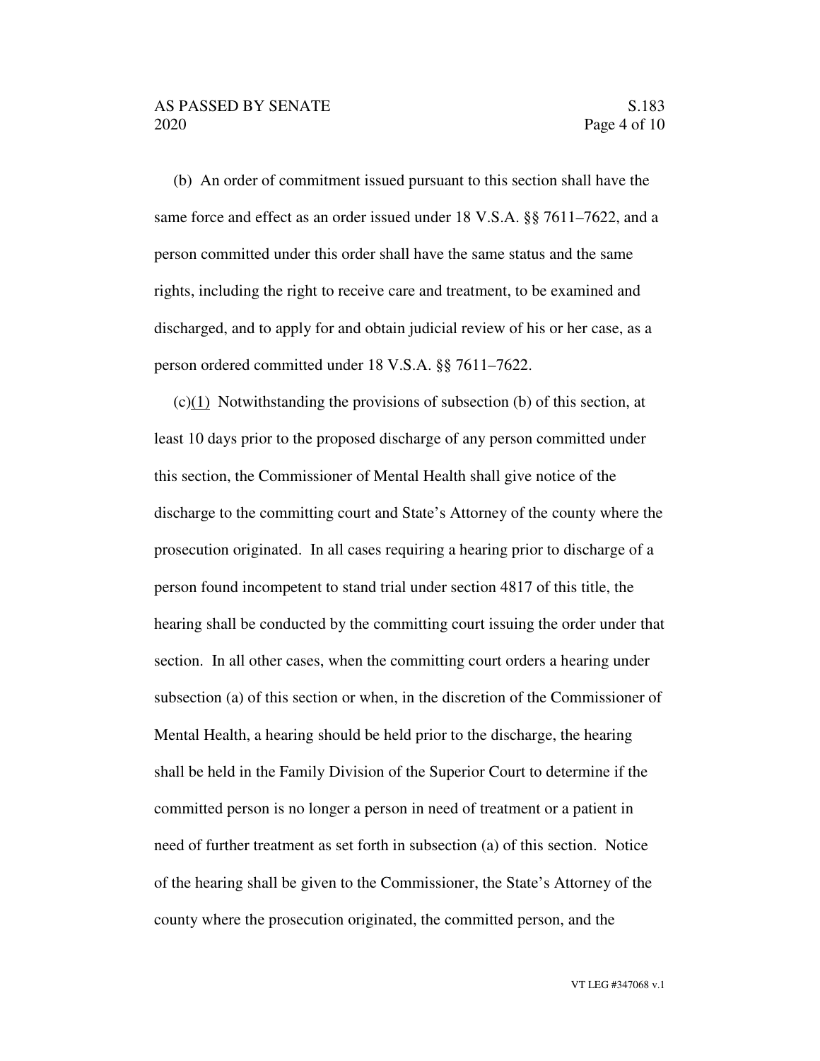(b) An order of commitment issued pursuant to this section shall have the same force and effect as an order issued under 18 V.S.A. §§ 7611–7622, and a person committed under this order shall have the same status and the same rights, including the right to receive care and treatment, to be examined and discharged, and to apply for and obtain judicial review of his or her case, as a person ordered committed under 18 V.S.A. §§ 7611–7622.

(c)(1) Notwithstanding the provisions of subsection (b) of this section, at least 10 days prior to the proposed discharge of any person committed under this section, the Commissioner of Mental Health shall give notice of the discharge to the committing court and State's Attorney of the county where the prosecution originated. In all cases requiring a hearing prior to discharge of a person found incompetent to stand trial under section 4817 of this title, the hearing shall be conducted by the committing court issuing the order under that section. In all other cases, when the committing court orders a hearing under subsection (a) of this section or when, in the discretion of the Commissioner of Mental Health, a hearing should be held prior to the discharge, the hearing shall be held in the Family Division of the Superior Court to determine if the committed person is no longer a person in need of treatment or a patient in need of further treatment as set forth in subsection (a) of this section. Notice of the hearing shall be given to the Commissioner, the State's Attorney of the county where the prosecution originated, the committed person, and the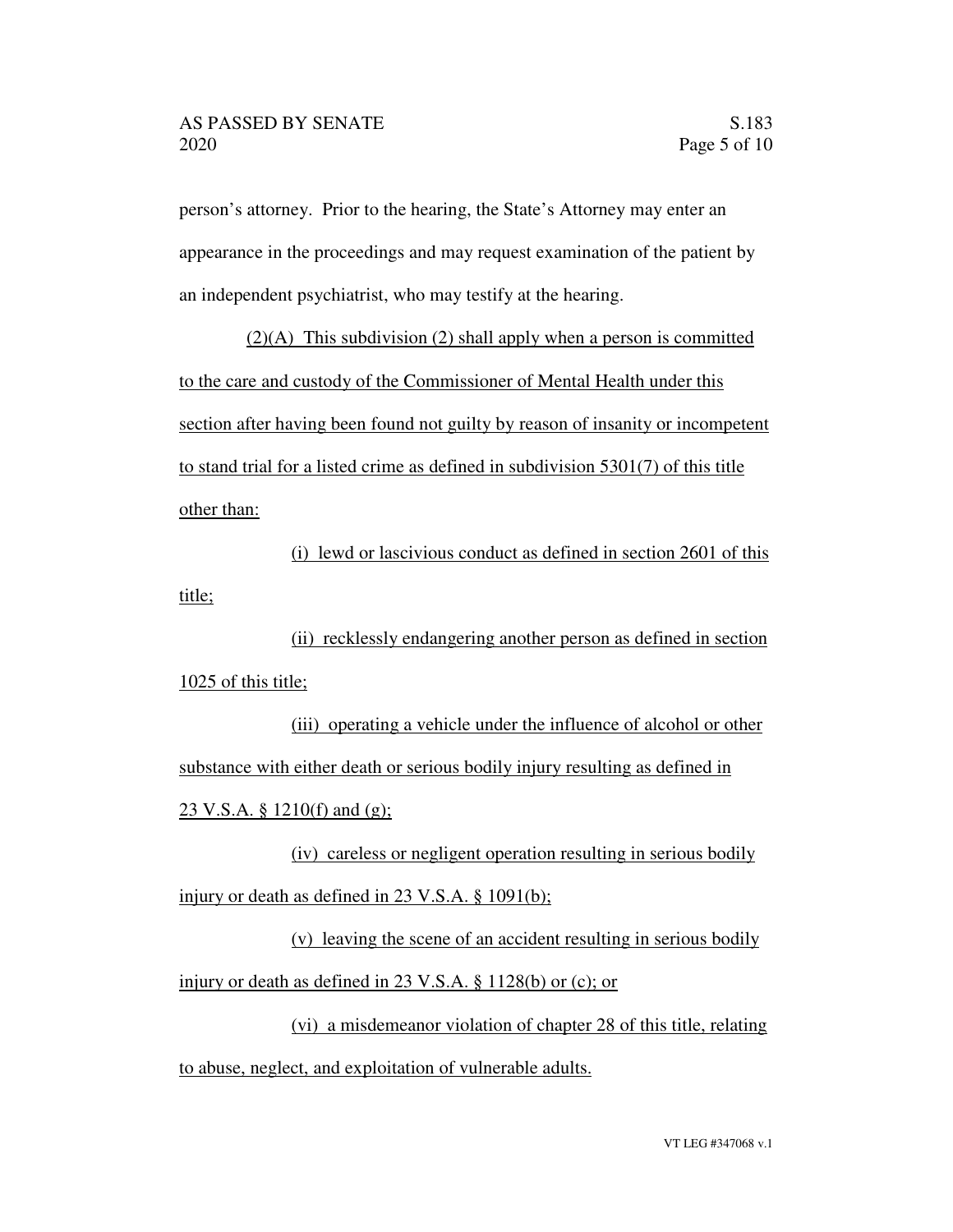person's attorney. Prior to the hearing, the State's Attorney may enter an appearance in the proceedings and may request examination of the patient by an independent psychiatrist, who may testify at the hearing.

(2)(A) This subdivision (2) shall apply when a person is committed to the care and custody of the Commissioner of Mental Health under this section after having been found not guilty by reason of insanity or incompetent to stand trial for a listed crime as defined in subdivision 5301(7) of this title other than:

(i) lewd or lascivious conduct as defined in section 2601 of this title;

(ii) recklessly endangering another person as defined in section 1025 of this title;

(iii) operating a vehicle under the influence of alcohol or other substance with either death or serious bodily injury resulting as defined in 23 V.S.A. § 1210(f) and (g);

(iv) careless or negligent operation resulting in serious bodily injury or death as defined in 23 V.S.A. § 1091(b);

(v) leaving the scene of an accident resulting in serious bodily injury or death as defined in 23 V.S.A. § 1128(b) or (c); or

(vi) a misdemeanor violation of chapter 28 of this title, relating to abuse, neglect, and exploitation of vulnerable adults.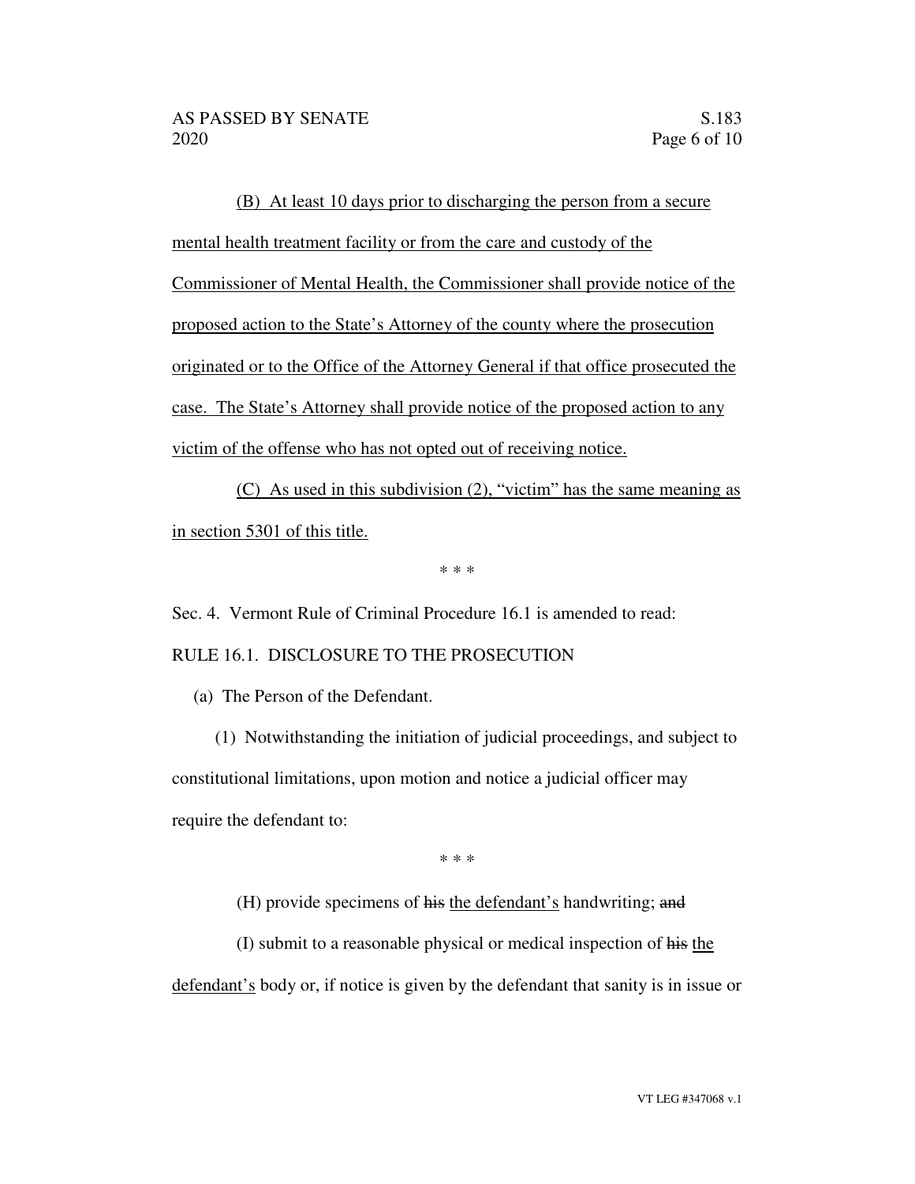(B) At least 10 days prior to discharging the person from a secure mental health treatment facility or from the care and custody of the Commissioner of Mental Health, the Commissioner shall provide notice of the proposed action to the State's Attorney of the county where the prosecution originated or to the Office of the Attorney General if that office prosecuted the case. The State's Attorney shall provide notice of the proposed action to any victim of the offense who has not opted out of receiving notice.

(C) As used in this subdivision (2), "victim" has the same meaning as in section 5301 of this title.

\* \* \*

Sec. 4. Vermont Rule of Criminal Procedure 16.1 is amended to read:

RULE 16.1. DISCLOSURE TO THE PROSECUTION

(a) The Person of the Defendant.

(1) Notwithstanding the initiation of judicial proceedings, and subject to constitutional limitations, upon motion and notice a judicial officer may require the defendant to:

\* \* \*

(H) provide specimens of ~~his~~ the defendant's handwriting; ~~and~~

(I) submit to a reasonable physical or medical inspection of ~~his~~ the defendant's body or, if notice is given by the defendant that sanity is in issue or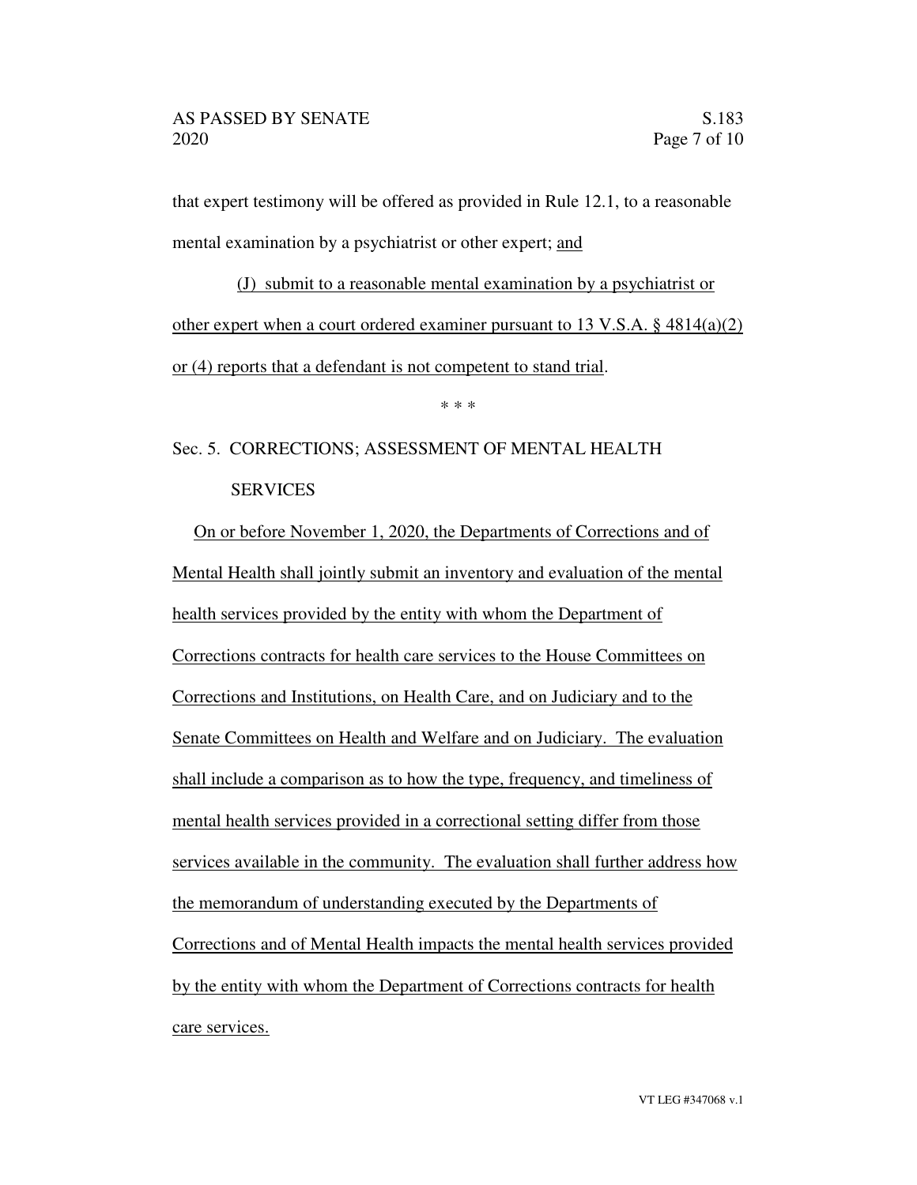that expert testimony will be offered as provided in Rule 12.1, to a reasonable mental examination by a psychiatrist or other expert; <u>and</u>

<u>(J) submit to a reasonable mental examination by a psychiatrist or other expert when a court ordered examiner pursuant to 13 V.S.A. § 4814(a)(2) or (4) reports that a defendant is not competent to stand trial</u>.

\* \* \*

Sec. 5. CORRECTIONS; ASSESSMENT OF MENTAL HEALTH SERVICES

<u>On or before November 1, 2020, the Departments of Corrections and of Mental Health shall jointly submit an inventory and evaluation of the mental health services provided by the entity with whom the Department of Corrections contracts for health care services to the House Committees on Corrections and Institutions, on Health Care, and on Judiciary and to the Senate Committees on Health and Welfare and on Judiciary. The evaluation shall include a comparison as to how the type, frequency, and timeliness of mental health services provided in a correctional setting differ from those services available in the community. The evaluation shall further address how the memorandum of understanding executed by the Departments of Corrections and of Mental Health impacts the mental health services provided by the entity with whom the Department of Corrections contracts for health care services.</u>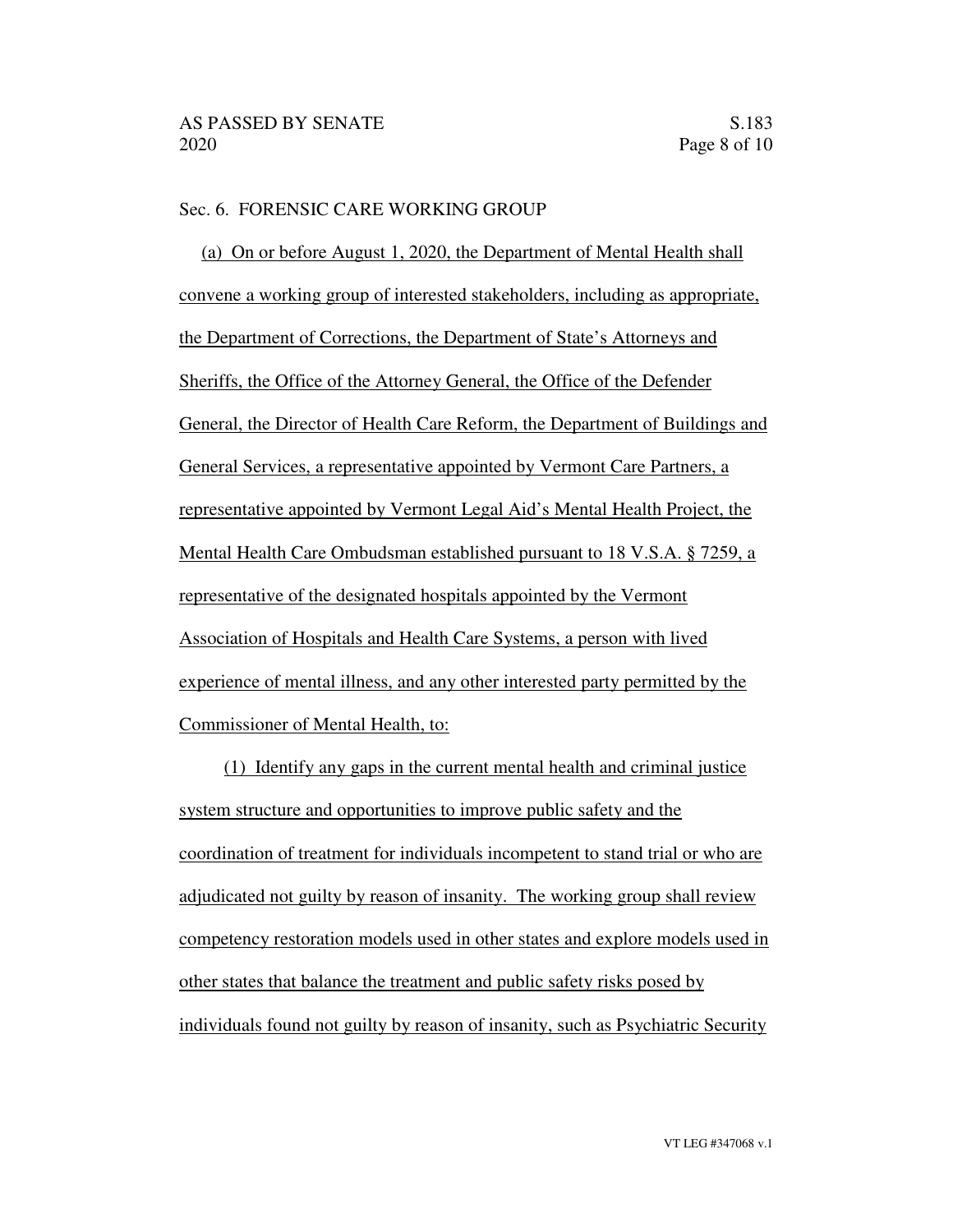Sec. 6. FORENSIC CARE WORKING GROUP

(a) On or before August 1, 2020, the Department of Mental Health shall convene a working group of interested stakeholders, including as appropriate, the Department of Corrections, the Department of State's Attorneys and Sheriffs, the Office of the Attorney General, the Office of the Defender General, the Director of Health Care Reform, the Department of Buildings and General Services, a representative appointed by Vermont Care Partners, a representative appointed by Vermont Legal Aid's Mental Health Project, the Mental Health Care Ombudsman established pursuant to 18 V.S.A. § 7259, a representative of the designated hospitals appointed by the Vermont Association of Hospitals and Health Care Systems, a person with lived experience of mental illness, and any other interested party permitted by the Commissioner of Mental Health, to:

(1) Identify any gaps in the current mental health and criminal justice system structure and opportunities to improve public safety and the coordination of treatment for individuals incompetent to stand trial or who are adjudicated not guilty by reason of insanity. The working group shall review competency restoration models used in other states and explore models used in other states that balance the treatment and public safety risks posed by individuals found not guilty by reason of insanity, such as Psychiatric Security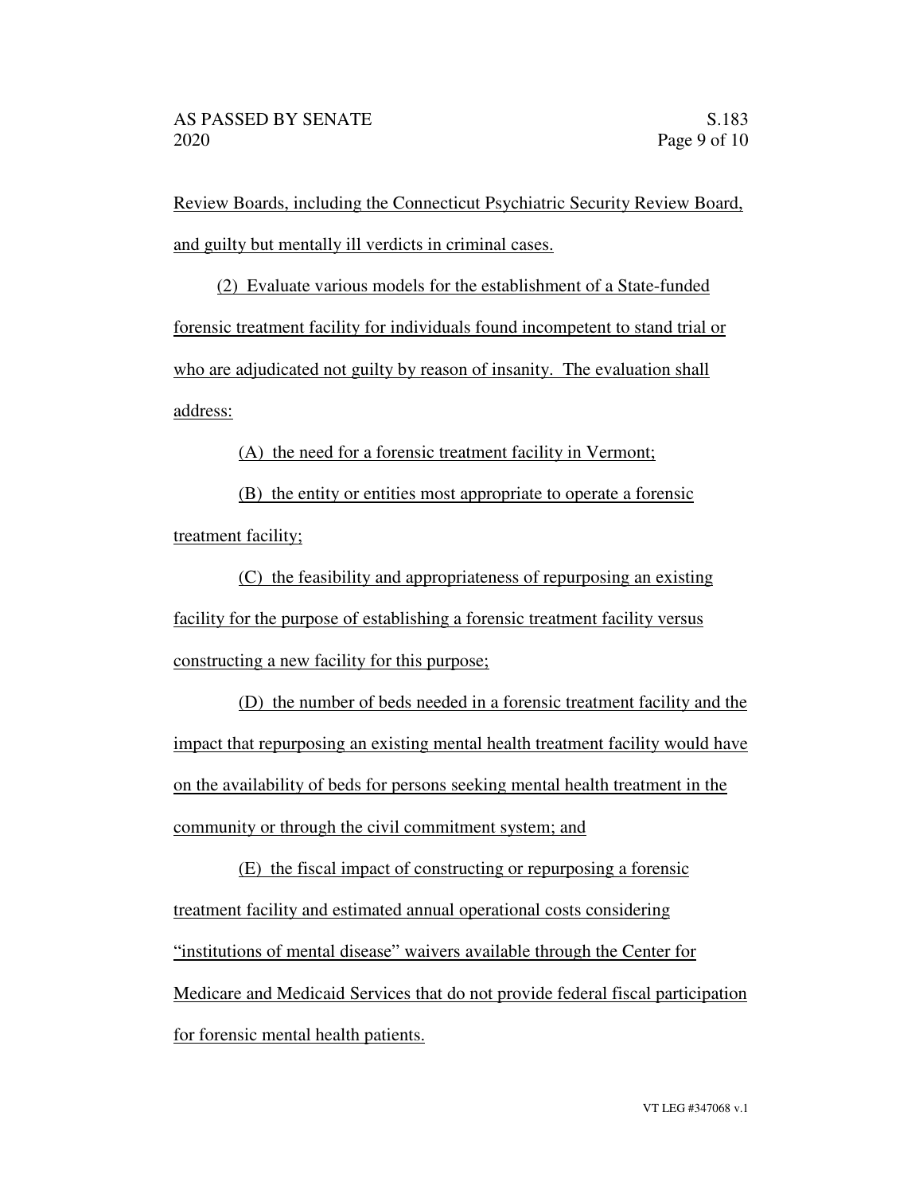Review Boards, including the Connecticut Psychiatric Security Review Board, and guilty but mentally ill verdicts in criminal cases.

(2) Evaluate various models for the establishment of a State-funded forensic treatment facility for individuals found incompetent to stand trial or who are adjudicated not guilty by reason of insanity. The evaluation shall address:

(A) the need for a forensic treatment facility in Vermont;

(B) the entity or entities most appropriate to operate a forensic treatment facility;

(C) the feasibility and appropriateness of repurposing an existing facility for the purpose of establishing a forensic treatment facility versus constructing a new facility for this purpose;

(D) the number of beds needed in a forensic treatment facility and the impact that repurposing an existing mental health treatment facility would have on the availability of beds for persons seeking mental health treatment in the community or through the civil commitment system; and

(E) the fiscal impact of constructing or repurposing a forensic treatment facility and estimated annual operational costs considering "institutions of mental disease" waivers available through the Center for Medicare and Medicaid Services that do not provide federal fiscal participation for forensic mental health patients.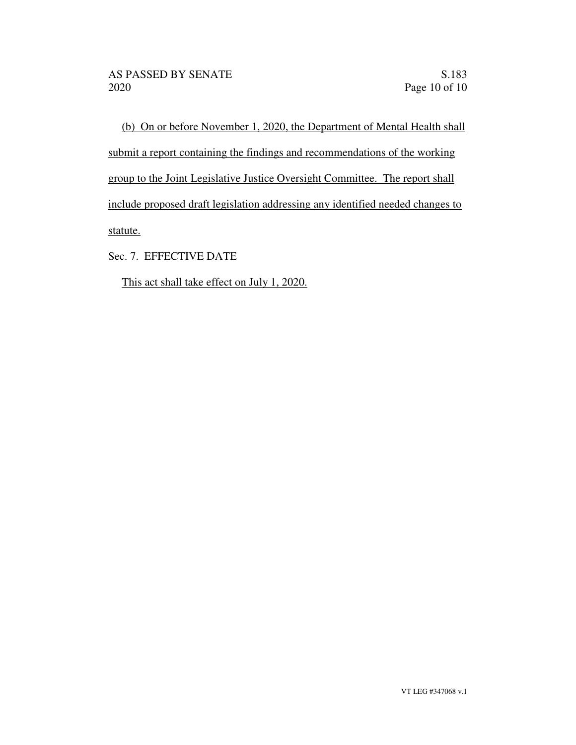(b) On or before November 1, 2020, the Department of Mental Health shall submit a report containing the findings and recommendations of the working group to the Joint Legislative Justice Oversight Committee. The report shall include proposed draft legislation addressing any identified needed changes to statute.

Sec. 7. EFFECTIVE DATE

This act shall take effect on July 1, 2020.